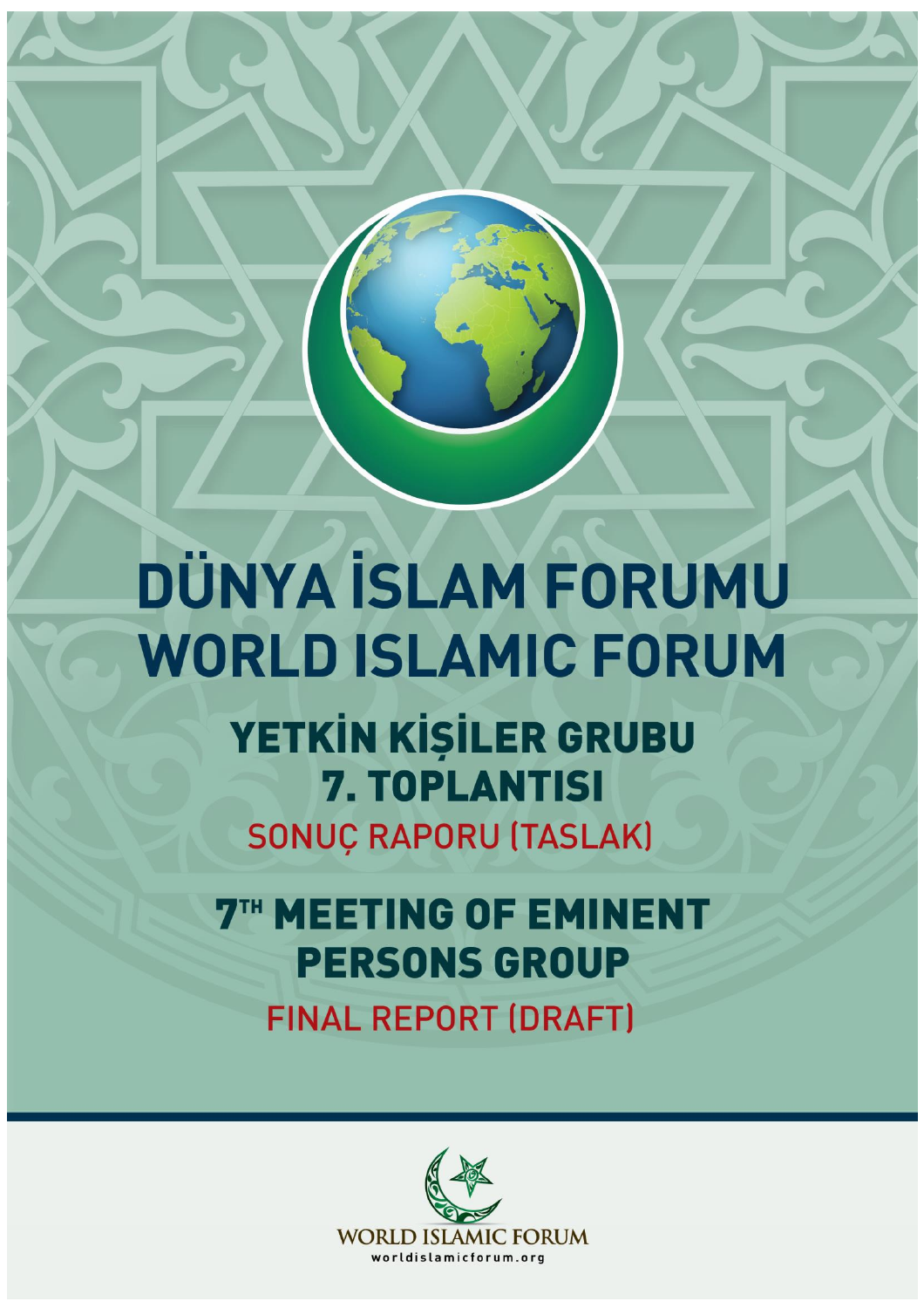# DÜNYA İSLAM FORUMU
# WORLD ISLAMIC FORUM

## YETKİN KİŞİLER GRUBU 7. TOPLANTISI

SONUÇ RAPORU (TASLAK)

## 7TH MEETING OF EMINENT PERSONS GROUP

FINAL REPORT (DRAFT)

WORLD ISLAMIC FORUM

worldislamicforum.org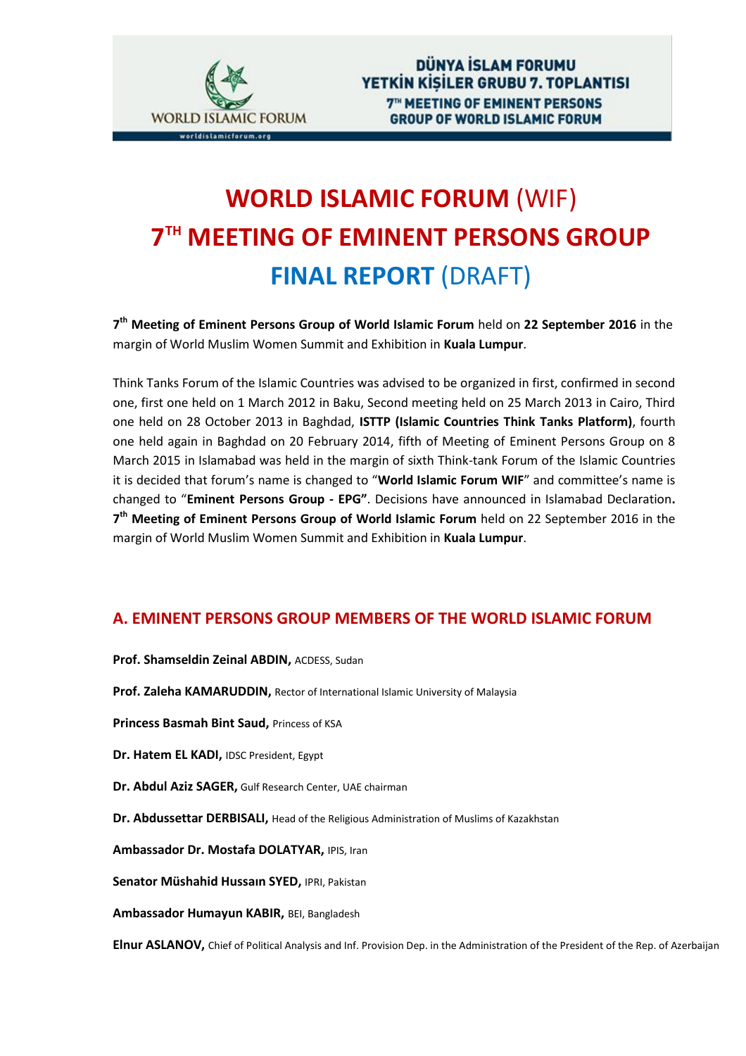# WORLD ISLAMIC FORUM (WIF)
# 7TH MEETING OF EMINENT PERSONS GROUP
# FINAL REPORT (DRAFT)

**7th Meeting of Eminent Persons Group of World Islamic Forum** held on **22 September 2016** in the margin of World Muslim Women Summit and Exhibition in **Kuala Lumpur**.

Think Tanks Forum of the Islamic Countries was advised to be organized in first, confirmed in second one, first one held on 1 March 2012 in Baku, Second meeting held on 25 March 2013 in Cairo, Third one held on 28 October 2013 in Baghdad, **ISTTP (Islamic Countries Think Tanks Platform)**, fourth one held again in Baghdad on 20 February 2014, fifth of Meeting of Eminent Persons Group on 8 March 2015 in Islamabad was held in the margin of sixth Think-tank Forum of the Islamic Countries it is decided that forum's name is changed to "**World Islamic Forum WIF**" and committee's name is changed to "**Eminent Persons Group - EPG"**. Decisions have announced in Islamabad Declaration**.** **7th Meeting of Eminent Persons Group of World Islamic Forum** held on 22 September 2016 in the margin of World Muslim Women Summit and Exhibition in **Kuala Lumpur**.

## A. EMINENT PERSONS GROUP MEMBERS OF THE WORLD ISLAMIC FORUM

**Prof. Shamseldin Zeinal ABDIN,** ACDESS, Sudan

**Prof. Zaleha KAMARUDDIN,** Rector of International Islamic University of Malaysia

**Princess Basmah Bint Saud,** Princess of KSA

**Dr. Hatem EL KADI,** IDSC President, Egypt

**Dr. Abdul Aziz SAGER,** Gulf Research Center, UAE chairman

**Dr. Abdussettar DERBISALI,** Head of the Religious Administration of Muslims of Kazakhstan

**Ambassador Dr. Mostafa DOLATYAR,** IPIS, Iran

**Senator Müshahid Hussaın SYED,** IPRI, Pakistan

**Ambassador Humayun KABIR,** BEI, Bangladesh

**Elnur ASLANOV,** Chief of Political Analysis and Inf. Provision Dep. in the Administration of the President of the Rep. of Azerbaijan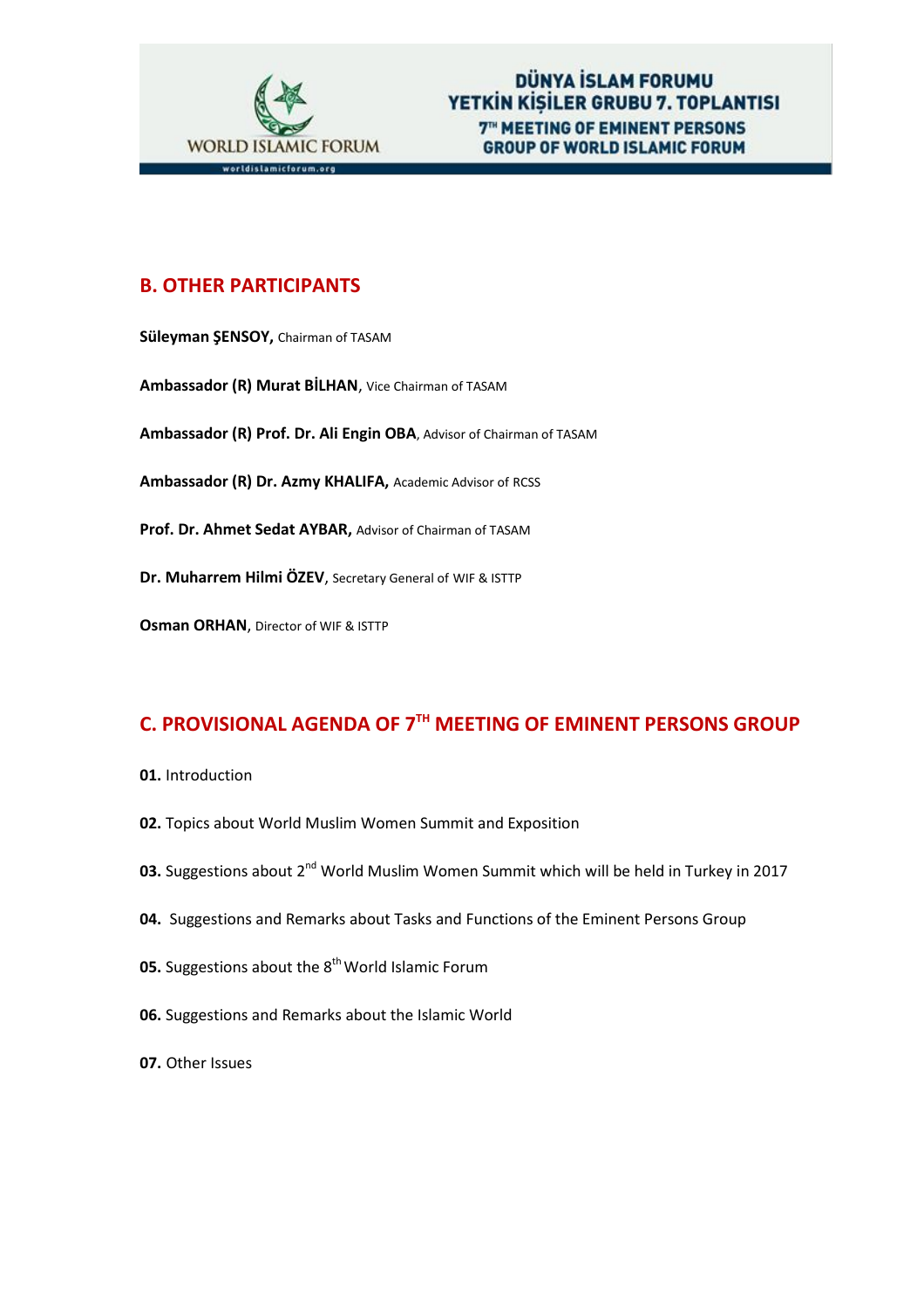## B. OTHER PARTICIPANTS

**Süleyman ŞENSOY,** Chairman of TASAM

**Ambassador (R) Murat BİLHAN**, Vice Chairman of TASAM

**Ambassador (R) Prof. Dr. Ali Engin OBA**, Advisor of Chairman of TASAM

**Ambassador (R) Dr. Azmy KHALIFA,** Academic Advisor of RCSS

**Prof. Dr. Ahmet Sedat AYBAR,** Advisor of Chairman of TASAM

**Dr. Muharrem Hilmi ÖZEV**, Secretary General of WIF & ISTTP

**Osman ORHAN**, Director of WIF & ISTTP

## C. PROVISIONAL AGENDA OF 7TH MEETING OF EMINENT PERSONS GROUP

**01.** Introduction

**02.** Topics about World Muslim Women Summit and Exposition

**03.** Suggestions about 2nd World Muslim Women Summit which will be held in Turkey in 2017

**04.** Suggestions and Remarks about Tasks and Functions of the Eminent Persons Group

**05.** Suggestions about the 8th World Islamic Forum

**06.** Suggestions and Remarks about the Islamic World

**07.** Other Issues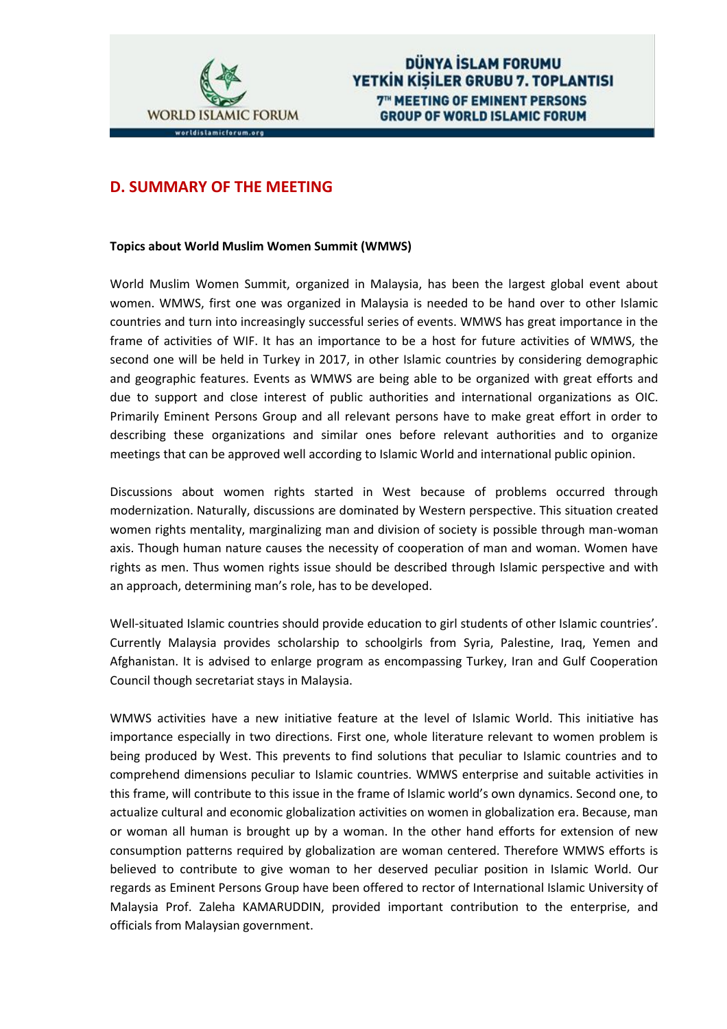## D. SUMMARY OF THE MEETING

**Topics about World Muslim Women Summit (WMWS)**

World Muslim Women Summit, organized in Malaysia, has been the largest global event about women. WMWS, first one was organized in Malaysia is needed to be hand over to other Islamic countries and turn into increasingly successful series of events. WMWS has great importance in the frame of activities of WIF. It has an importance to be a host for future activities of WMWS, the second one will be held in Turkey in 2017, in other Islamic countries by considering demographic and geographic features. Events as WMWS are being able to be organized with great efforts and due to support and close interest of public authorities and international organizations as OIC. Primarily Eminent Persons Group and all relevant persons have to make great effort in order to describing these organizations and similar ones before relevant authorities and to organize meetings that can be approved well according to Islamic World and international public opinion.

Discussions about women rights started in West because of problems occurred through modernization. Naturally, discussions are dominated by Western perspective. This situation created women rights mentality, marginalizing man and division of society is possible through man-woman axis. Though human nature causes the necessity of cooperation of man and woman. Women have rights as men. Thus women rights issue should be described through Islamic perspective and with an approach, determining man's role, has to be developed.

Well-situated Islamic countries should provide education to girl students of other Islamic countries'. Currently Malaysia provides scholarship to schoolgirls from Syria, Palestine, Iraq, Yemen and Afghanistan. It is advised to enlarge program as encompassing Turkey, Iran and Gulf Cooperation Council though secretariat stays in Malaysia.

WMWS activities have a new initiative feature at the level of Islamic World. This initiative has importance especially in two directions. First one, whole literature relevant to women problem is being produced by West. This prevents to find solutions that peculiar to Islamic countries and to comprehend dimensions peculiar to Islamic countries. WMWS enterprise and suitable activities in this frame, will contribute to this issue in the frame of Islamic world's own dynamics. Second one, to actualize cultural and economic globalization activities on women in globalization era. Because, man or woman all human is brought up by a woman. In the other hand efforts for extension of new consumption patterns required by globalization are woman centered. Therefore WMWS efforts is believed to contribute to give woman to her deserved peculiar position in Islamic World. Our regards as Eminent Persons Group have been offered to rector of International Islamic University of Malaysia Prof. Zaleha KAMARUDDIN, provided important contribution to the enterprise, and officials from Malaysian government.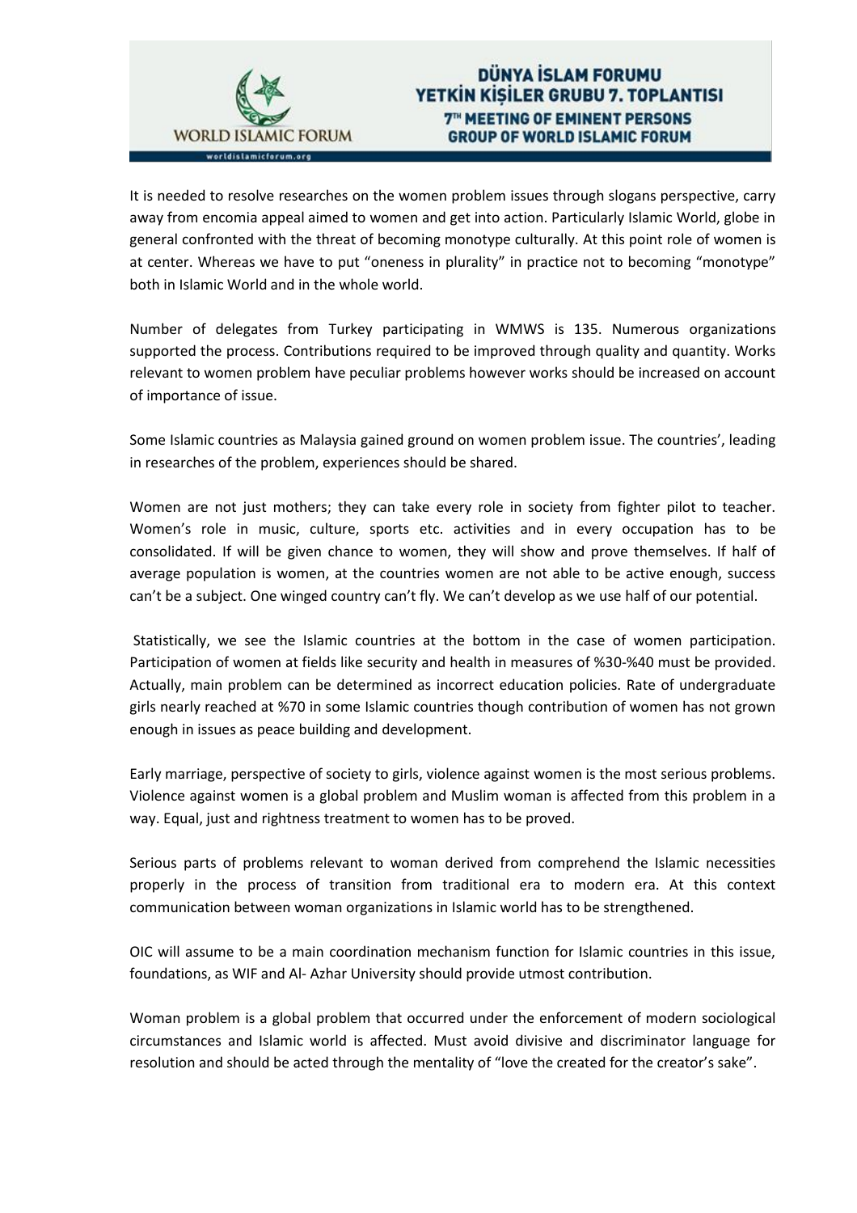It is needed to resolve researches on the women problem issues through slogans perspective, carry away from encomia appeal aimed to women and get into action. Particularly Islamic World, globe in general confronted with the threat of becoming monotype culturally. At this point role of women is at center. Whereas we have to put "oneness in plurality" in practice not to becoming "monotype" both in Islamic World and in the whole world.

Number of delegates from Turkey participating in WMWS is 135. Numerous organizations supported the process. Contributions required to be improved through quality and quantity. Works relevant to women problem have peculiar problems however works should be increased on account of importance of issue.

Some Islamic countries as Malaysia gained ground on women problem issue. The countries', leading in researches of the problem, experiences should be shared.

Women are not just mothers; they can take every role in society from fighter pilot to teacher. Women's role in music, culture, sports etc. activities and in every occupation has to be consolidated. If will be given chance to women, they will show and prove themselves. If half of average population is women, at the countries women are not able to be active enough, success can't be a subject. One winged country can't fly. We can't develop as we use half of our potential.

Statistically, we see the Islamic countries at the bottom in the case of women participation. Participation of women at fields like security and health in measures of %30-%40 must be provided. Actually, main problem can be determined as incorrect education policies. Rate of undergraduate girls nearly reached at %70 in some Islamic countries though contribution of women has not grown enough in issues as peace building and development.

Early marriage, perspective of society to girls, violence against women is the most serious problems. Violence against women is a global problem and Muslim woman is affected from this problem in a way. Equal, just and rightness treatment to women has to be proved.

Serious parts of problems relevant to woman derived from comprehend the Islamic necessities properly in the process of transition from traditional era to modern era. At this context communication between woman organizations in Islamic world has to be strengthened.

OIC will assume to be a main coordination mechanism function for Islamic countries in this issue, foundations, as WIF and Al- Azhar University should provide utmost contribution.

Woman problem is a global problem that occurred under the enforcement of modern sociological circumstances and Islamic world is affected. Must avoid divisive and discriminator language for resolution and should be acted through the mentality of "love the created for the creator's sake".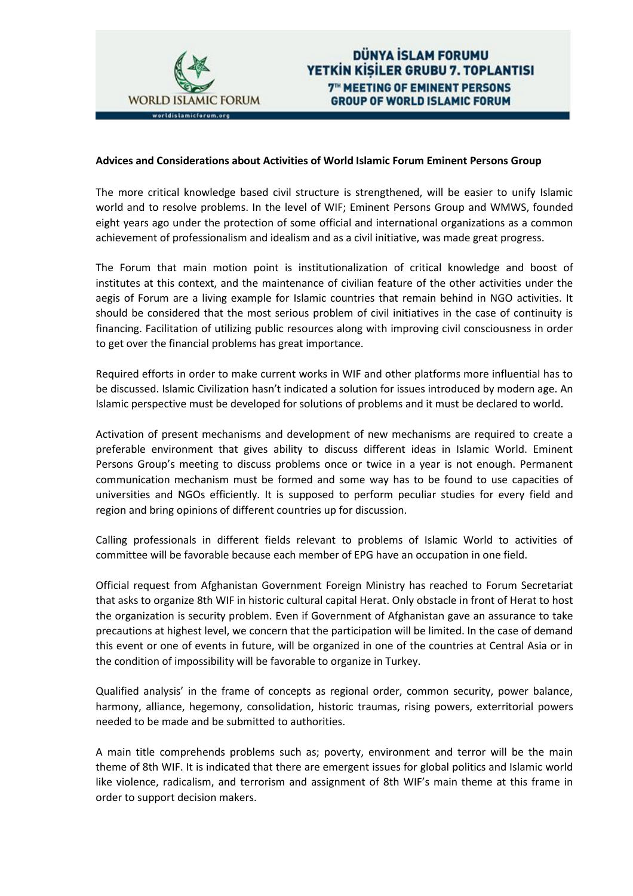**Advices and Considerations about Activities of World Islamic Forum Eminent Persons Group**

The more critical knowledge based civil structure is strengthened, will be easier to unify Islamic world and to resolve problems. In the level of WIF; Eminent Persons Group and WMWS, founded eight years ago under the protection of some official and international organizations as a common achievement of professionalism and idealism and as a civil initiative, was made great progress.

The Forum that main motion point is institutionalization of critical knowledge and boost of institutes at this context, and the maintenance of civilian feature of the other activities under the aegis of Forum are a living example for Islamic countries that remain behind in NGO activities. It should be considered that the most serious problem of civil initiatives in the case of continuity is financing. Facilitation of utilizing public resources along with improving civil consciousness in order to get over the financial problems has great importance.

Required efforts in order to make current works in WIF and other platforms more influential has to be discussed. Islamic Civilization hasn't indicated a solution for issues introduced by modern age. An Islamic perspective must be developed for solutions of problems and it must be declared to world.

Activation of present mechanisms and development of new mechanisms are required to create a preferable environment that gives ability to discuss different ideas in Islamic World. Eminent Persons Group's meeting to discuss problems once or twice in a year is not enough. Permanent communication mechanism must be formed and some way has to be found to use capacities of universities and NGOs efficiently. It is supposed to perform peculiar studies for every field and region and bring opinions of different countries up for discussion.

Calling professionals in different fields relevant to problems of Islamic World to activities of committee will be favorable because each member of EPG have an occupation in one field.

Official request from Afghanistan Government Foreign Ministry has reached to Forum Secretariat that asks to organize 8th WIF in historic cultural capital Herat. Only obstacle in front of Herat to host the organization is security problem. Even if Government of Afghanistan gave an assurance to take precautions at highest level, we concern that the participation will be limited. In the case of demand this event or one of events in future, will be organized in one of the countries at Central Asia or in the condition of impossibility will be favorable to organize in Turkey.

Qualified analysis' in the frame of concepts as regional order, common security, power balance, harmony, alliance, hegemony, consolidation, historic traumas, rising powers, exterritorial powers needed to be made and be submitted to authorities.

A main title comprehends problems such as; poverty, environment and terror will be the main theme of 8th WIF. It is indicated that there are emergent issues for global politics and Islamic world like violence, radicalism, and terrorism and assignment of 8th WIF's main theme at this frame in order to support decision makers.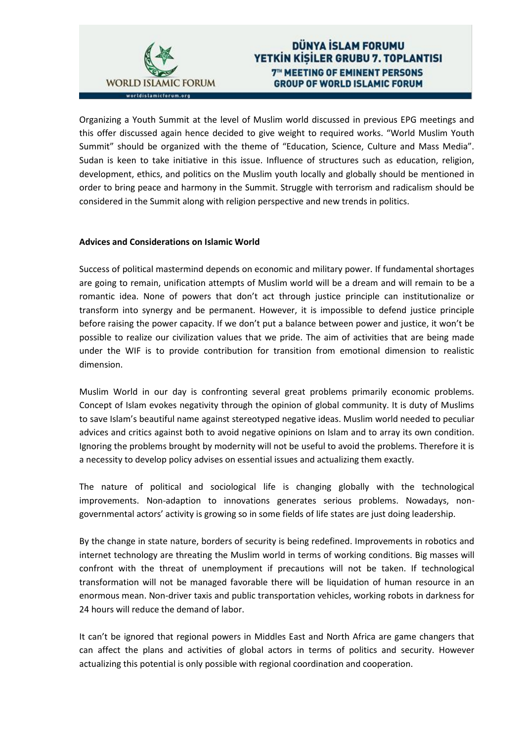Organizing a Youth Summit at the level of Muslim world discussed in previous EPG meetings and this offer discussed again hence decided to give weight to required works. "World Muslim Youth Summit" should be organized with the theme of "Education, Science, Culture and Mass Media". Sudan is keen to take initiative in this issue. Influence of structures such as education, religion, development, ethics, and politics on the Muslim youth locally and globally should be mentioned in order to bring peace and harmony in the Summit. Struggle with terrorism and radicalism should be considered in the Summit along with religion perspective and new trends in politics.

**Advices and Considerations on Islamic World**

Success of political mastermind depends on economic and military power. If fundamental shortages are going to remain, unification attempts of Muslim world will be a dream and will remain to be a romantic idea. None of powers that don't act through justice principle can institutionalize or transform into synergy and be permanent. However, it is impossible to defend justice principle before raising the power capacity. If we don't put a balance between power and justice, it won't be possible to realize our civilization values that we pride. The aim of activities that are being made under the WIF is to provide contribution for transition from emotional dimension to realistic dimension.

Muslim World in our day is confronting several great problems primarily economic problems. Concept of Islam evokes negativity through the opinion of global community. It is duty of Muslims to save Islam's beautiful name against stereotyped negative ideas. Muslim world needed to peculiar advices and critics against both to avoid negative opinions on Islam and to array its own condition. Ignoring the problems brought by modernity will not be useful to avoid the problems. Therefore it is a necessity to develop policy advises on essential issues and actualizing them exactly.

The nature of political and sociological life is changing globally with the technological improvements. Non-adaption to innovations generates serious problems. Nowadays, non-governmental actors' activity is growing so in some fields of life states are just doing leadership.

By the change in state nature, borders of security is being redefined. Improvements in robotics and internet technology are threating the Muslim world in terms of working conditions. Big masses will confront with the threat of unemployment if precautions will not be taken. If technological transformation will not be managed favorable there will be liquidation of human resource in an enormous mean. Non-driver taxis and public transportation vehicles, working robots in darkness for 24 hours will reduce the demand of labor.

It can't be ignored that regional powers in Middles East and North Africa are game changers that can affect the plans and activities of global actors in terms of politics and security. However actualizing this potential is only possible with regional coordination and cooperation.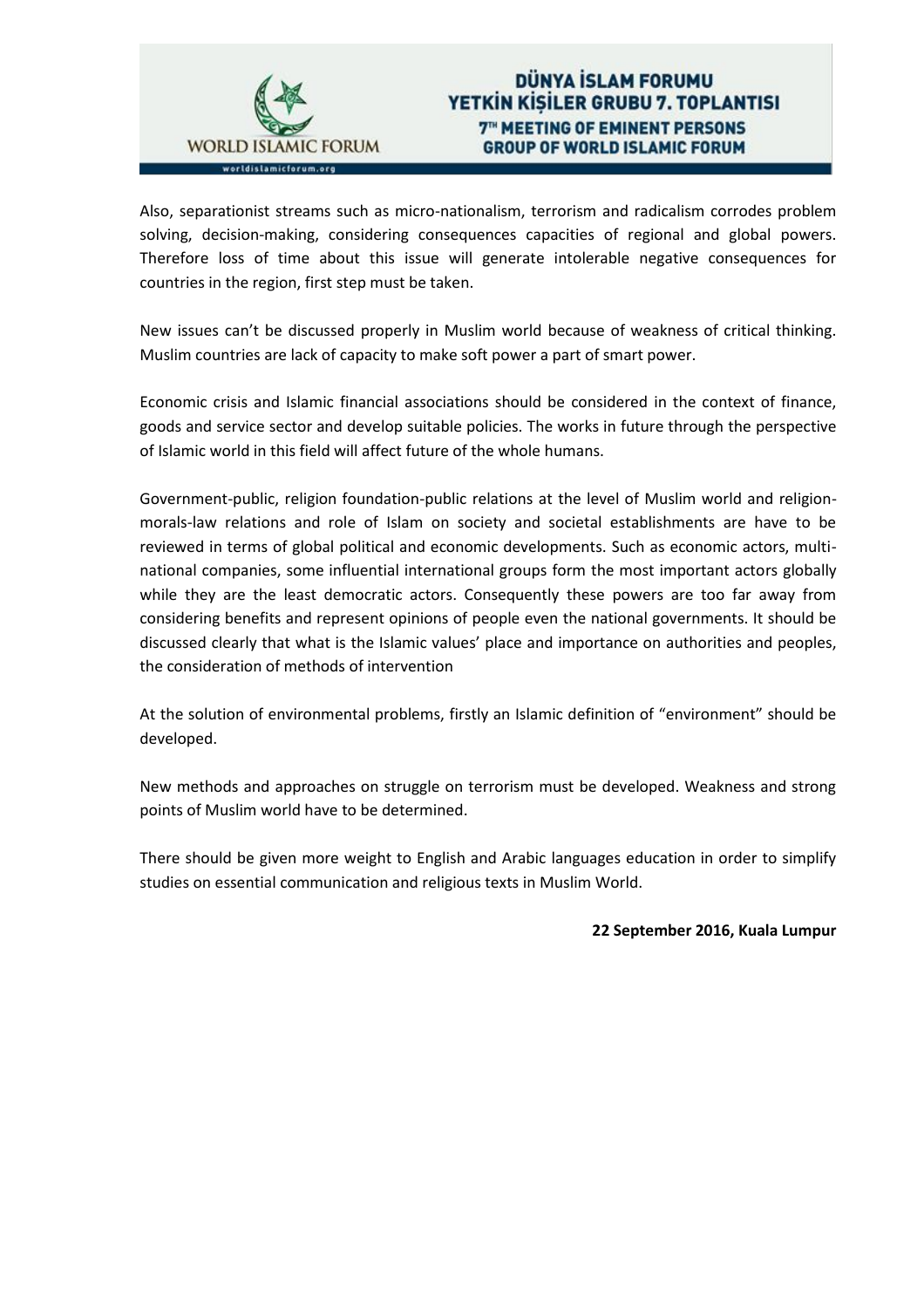Also, separationist streams such as micro-nationalism, terrorism and radicalism corrodes problem solving, decision-making, considering consequences capacities of regional and global powers. Therefore loss of time about this issue will generate intolerable negative consequences for countries in the region, first step must be taken.

New issues can't be discussed properly in Muslim world because of weakness of critical thinking. Muslim countries are lack of capacity to make soft power a part of smart power.

Economic crisis and Islamic financial associations should be considered in the context of finance, goods and service sector and develop suitable policies. The works in future through the perspective of Islamic world in this field will affect future of the whole humans.

Government-public, religion foundation-public relations at the level of Muslim world and religion-morals-law relations and role of Islam on society and societal establishments are have to be reviewed in terms of global political and economic developments. Such as economic actors, multi-national companies, some influential international groups form the most important actors globally while they are the least democratic actors. Consequently these powers are too far away from considering benefits and represent opinions of people even the national governments. It should be discussed clearly that what is the Islamic values' place and importance on authorities and peoples, the consideration of methods of intervention

At the solution of environmental problems, firstly an Islamic definition of "environment" should be developed.

New methods and approaches on struggle on terrorism must be developed. Weakness and strong points of Muslim world have to be determined.

There should be given more weight to English and Arabic languages education in order to simplify studies on essential communication and religious texts in Muslim World.

**22 September 2016, Kuala Lumpur**